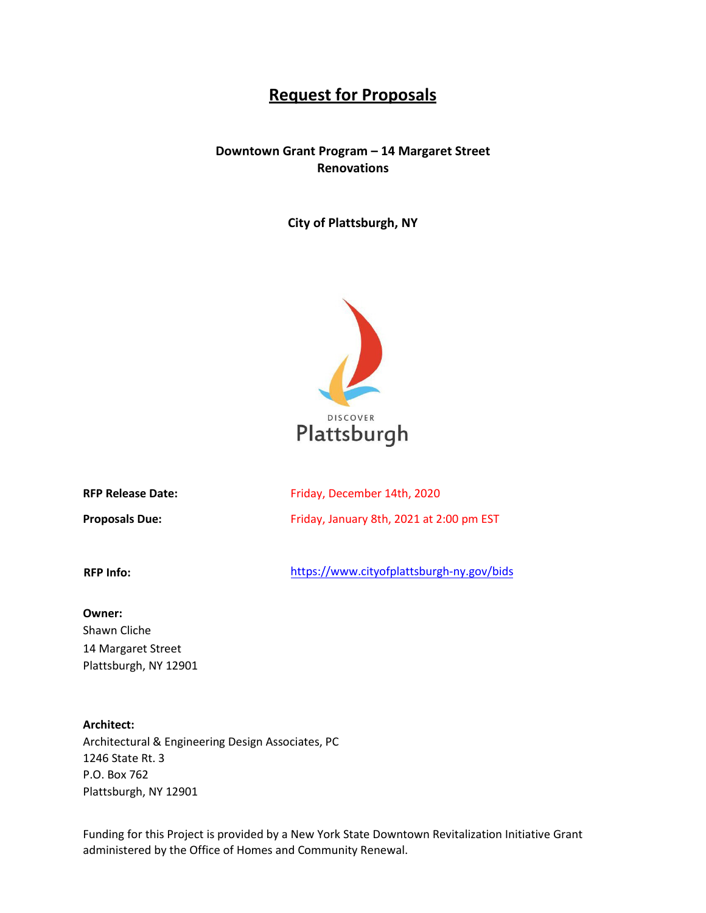# Request for Proposals

**Downtown Grant Program – 14 Margaret Street Renovations**

**City of Plattsburgh, NY**

DISCOVER
Plattsburgh

| | |
|---|---|
| **RFP Release Date:** | Friday, December 14th, 2020 |
| **Proposals Due:** | Friday, January 8th, 2021 at 2:00 pm EST |
| **RFP Info:** | https://www.cityofplattsburgh-ny.gov/bids |

**Owner:**
Shawn Cliche
14 Margaret Street
Plattsburgh, NY 12901

**Architect:**
Architectural & Engineering Design Associates, PC
1246 State Rt. 3
P.O. Box 762
Plattsburgh, NY 12901

Funding for this Project is provided by a New York State Downtown Revitalization Initiative Grant administered by the Office of Homes and Community Renewal.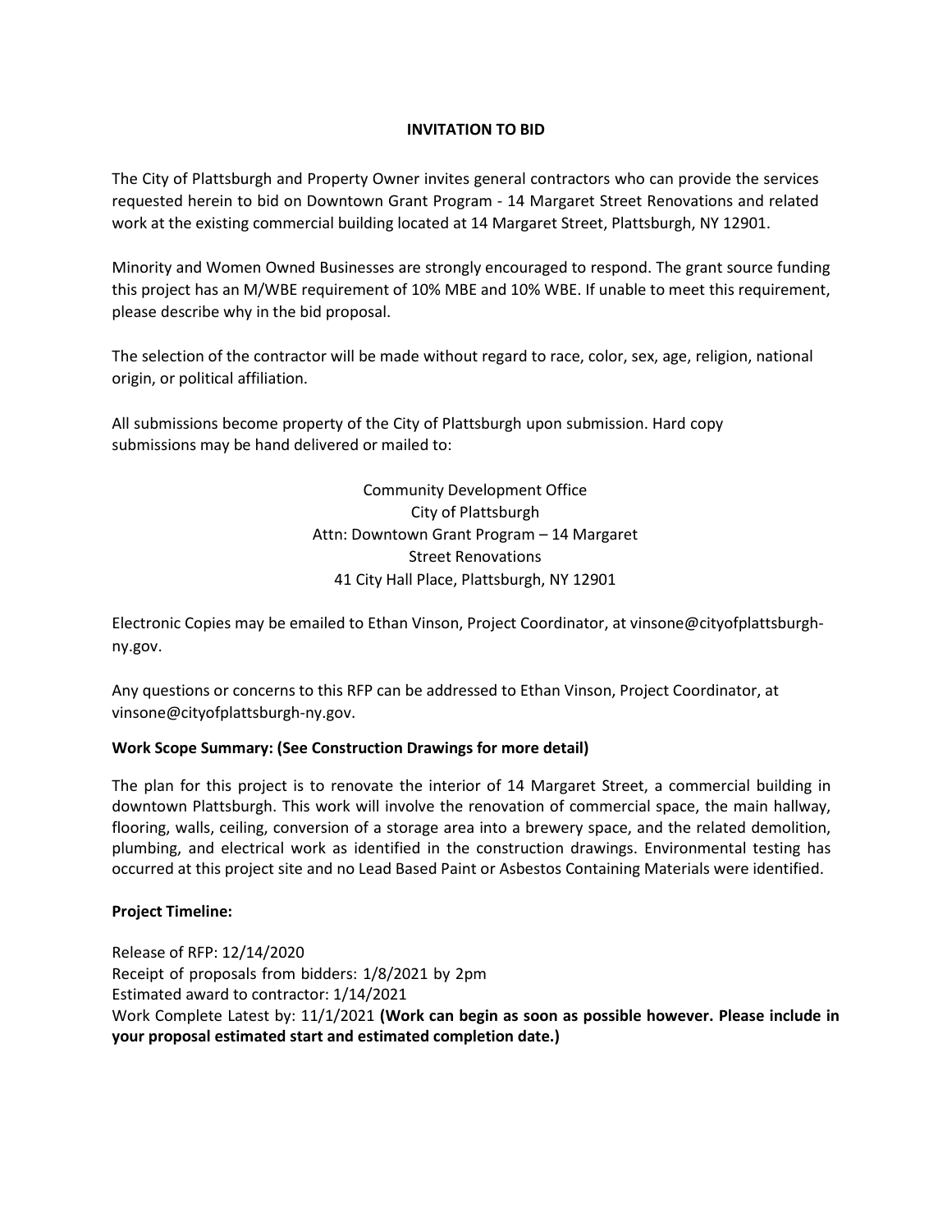# INVITATION TO BID

The City of Plattsburgh and Property Owner invites general contractors who can provide the services requested herein to bid on Downtown Grant Program - 14 Margaret Street Renovations and related work at the existing commercial building located at 14 Margaret Street, Plattsburgh, NY 12901.

Minority and Women Owned Businesses are strongly encouraged to respond. The grant source funding this project has an M/WBE requirement of 10% MBE and 10% WBE. If unable to meet this requirement, please describe why in the bid proposal.

The selection of the contractor will be made without regard to race, color, sex, age, religion, national origin, or political affiliation.

All submissions become property of the City of Plattsburgh upon submission. Hard copy submissions may be hand delivered or mailed to:

Community Development Office
City of Plattsburgh
Attn: Downtown Grant Program – 14 Margaret Street Renovations
41 City Hall Place, Plattsburgh, NY 12901

Electronic Copies may be emailed to Ethan Vinson, Project Coordinator, at vinsone@cityofplattsburgh-ny.gov.

Any questions or concerns to this RFP can be addressed to Ethan Vinson, Project Coordinator, at vinsone@cityofplattsburgh-ny.gov.

**Work Scope Summary: (See Construction Drawings for more detail)**

The plan for this project is to renovate the interior of 14 Margaret Street, a commercial building in downtown Plattsburgh. This work will involve the renovation of commercial space, the main hallway, flooring, walls, ceiling, conversion of a storage area into a brewery space, and the related demolition, plumbing, and electrical work as identified in the construction drawings. Environmental testing has occurred at this project site and no Lead Based Paint or Asbestos Containing Materials were identified.

**Project Timeline:**

Release of RFP: 12/14/2020
Receipt of proposals from bidders: 1/8/2021 by 2pm
Estimated award to contractor: 1/14/2021
Work Complete Latest by: 11/1/2021 **(Work can begin as soon as possible however. Please include in your proposal estimated start and estimated completion date.)**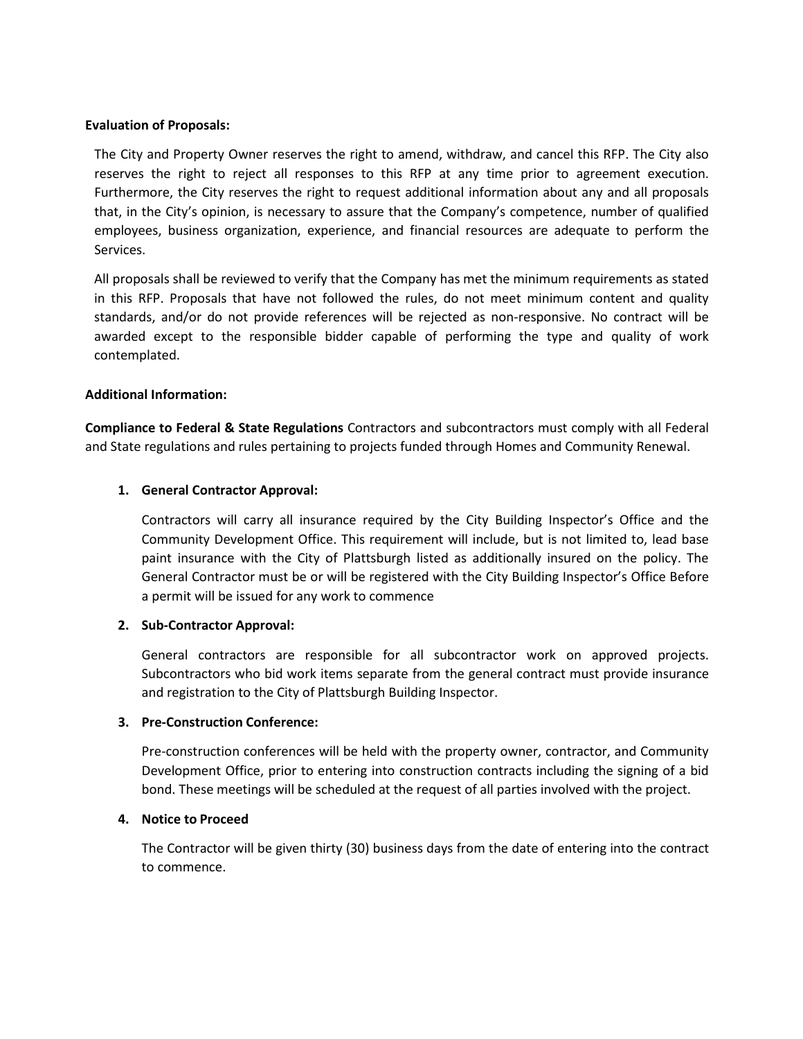**Evaluation of Proposals:**

The City and Property Owner reserves the right to amend, withdraw, and cancel this RFP. The City also reserves the right to reject all responses to this RFP at any time prior to agreement execution. Furthermore, the City reserves the right to request additional information about any and all proposals that, in the City's opinion, is necessary to assure that the Company's competence, number of qualified employees, business organization, experience, and financial resources are adequate to perform the Services.

All proposals shall be reviewed to verify that the Company has met the minimum requirements as stated in this RFP. Proposals that have not followed the rules, do not meet minimum content and quality standards, and/or do not provide references will be rejected as non-responsive. No contract will be awarded except to the responsible bidder capable of performing the type and quality of work contemplated.

**Additional Information:**

**Compliance to Federal & State Regulations** Contractors and subcontractors must comply with all Federal and State regulations and rules pertaining to projects funded through Homes and Community Renewal.

1. **General Contractor Approval:**

   Contractors will carry all insurance required by the City Building Inspector's Office and the Community Development Office. This requirement will include, but is not limited to, lead base paint insurance with the City of Plattsburgh listed as additionally insured on the policy. The General Contractor must be or will be registered with the City Building Inspector's Office Before a permit will be issued for any work to commence

2. **Sub-Contractor Approval:**

   General contractors are responsible for all subcontractor work on approved projects. Subcontractors who bid work items separate from the general contract must provide insurance and registration to the City of Plattsburgh Building Inspector.

3. **Pre-Construction Conference:**

   Pre-construction conferences will be held with the property owner, contractor, and Community Development Office, prior to entering into construction contracts including the signing of a bid bond. These meetings will be scheduled at the request of all parties involved with the project.

4. **Notice to Proceed**

   The Contractor will be given thirty (30) business days from the date of entering into the contract to commence.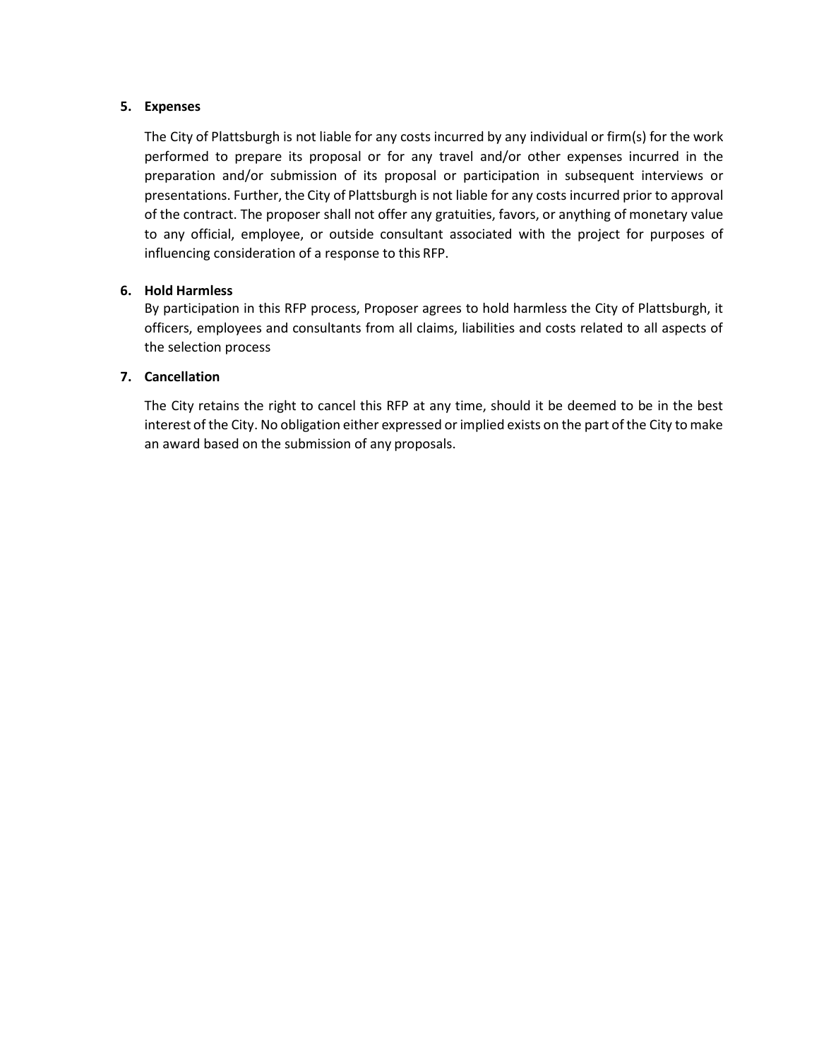5. **Expenses**

   The City of Plattsburgh is not liable for any costs incurred by any individual or firm(s) for the work performed to prepare its proposal or for any travel and/or other expenses incurred in the preparation and/or submission of its proposal or participation in subsequent interviews or presentations. Further, the City of Plattsburgh is not liable for any costs incurred prior to approval of the contract. The proposer shall not offer any gratuities, favors, or anything of monetary value to any official, employee, or outside consultant associated with the project for purposes of influencing consideration of a response to this RFP.

6. **Hold Harmless**

   By participation in this RFP process, Proposer agrees to hold harmless the City of Plattsburgh, it officers, employees and consultants from all claims, liabilities and costs related to all aspects of the selection process

7. **Cancellation**

   The City retains the right to cancel this RFP at any time, should it be deemed to be in the best interest of the City. No obligation either expressed or implied exists on the part of the City to make an award based on the submission of any proposals.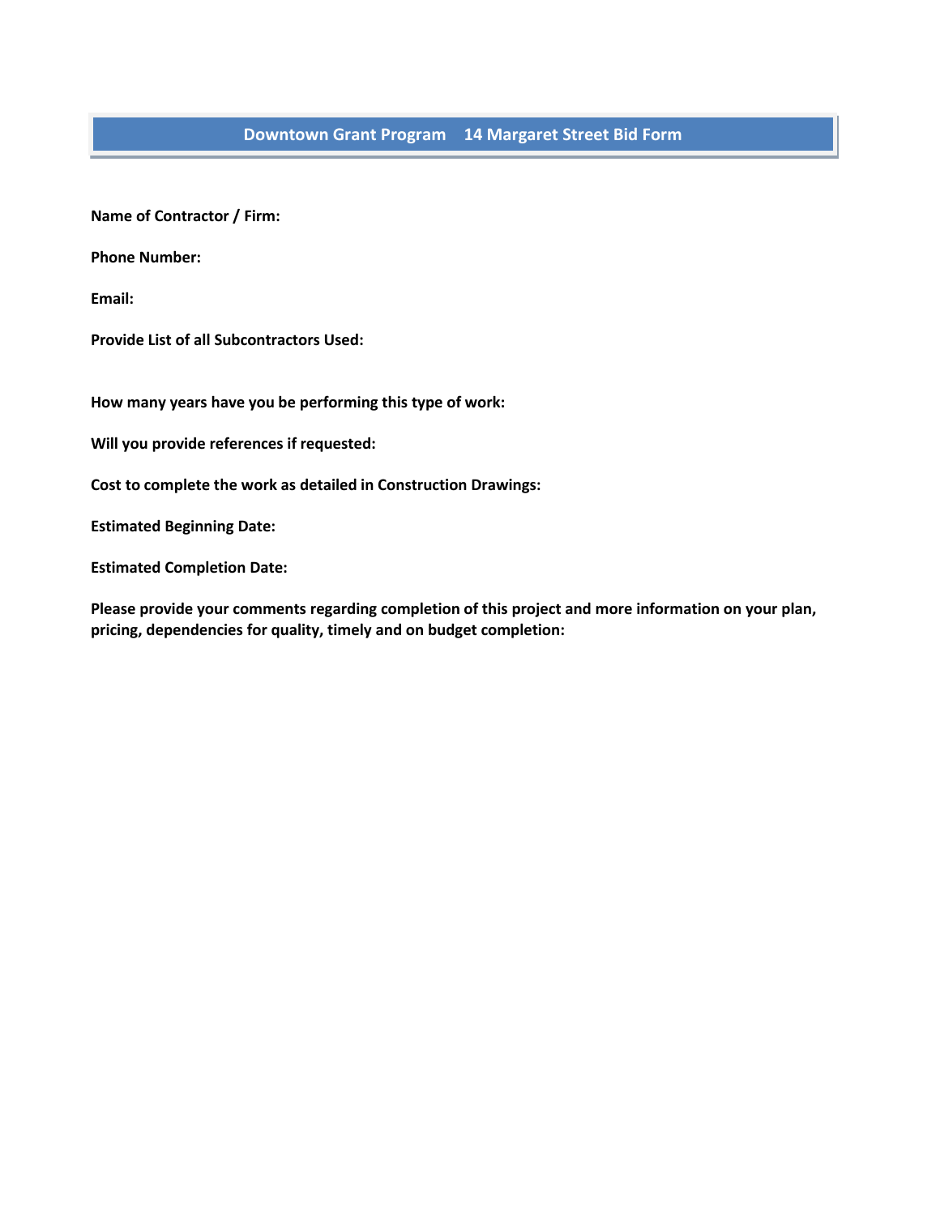# Downtown Grant Program 14 Margaret Street Bid Form

**Name of Contractor / Firm:**

**Phone Number:**

**Email:**

**Provide List of all Subcontractors Used:**

**How many years have you be performing this type of work:**

**Will you provide references if requested:**

**Cost to complete the work as detailed in Construction Drawings:**

**Estimated Beginning Date:**

**Estimated Completion Date:**

**Please provide your comments regarding completion of this project and more information on your plan, pricing, dependencies for quality, timely and on budget completion:**